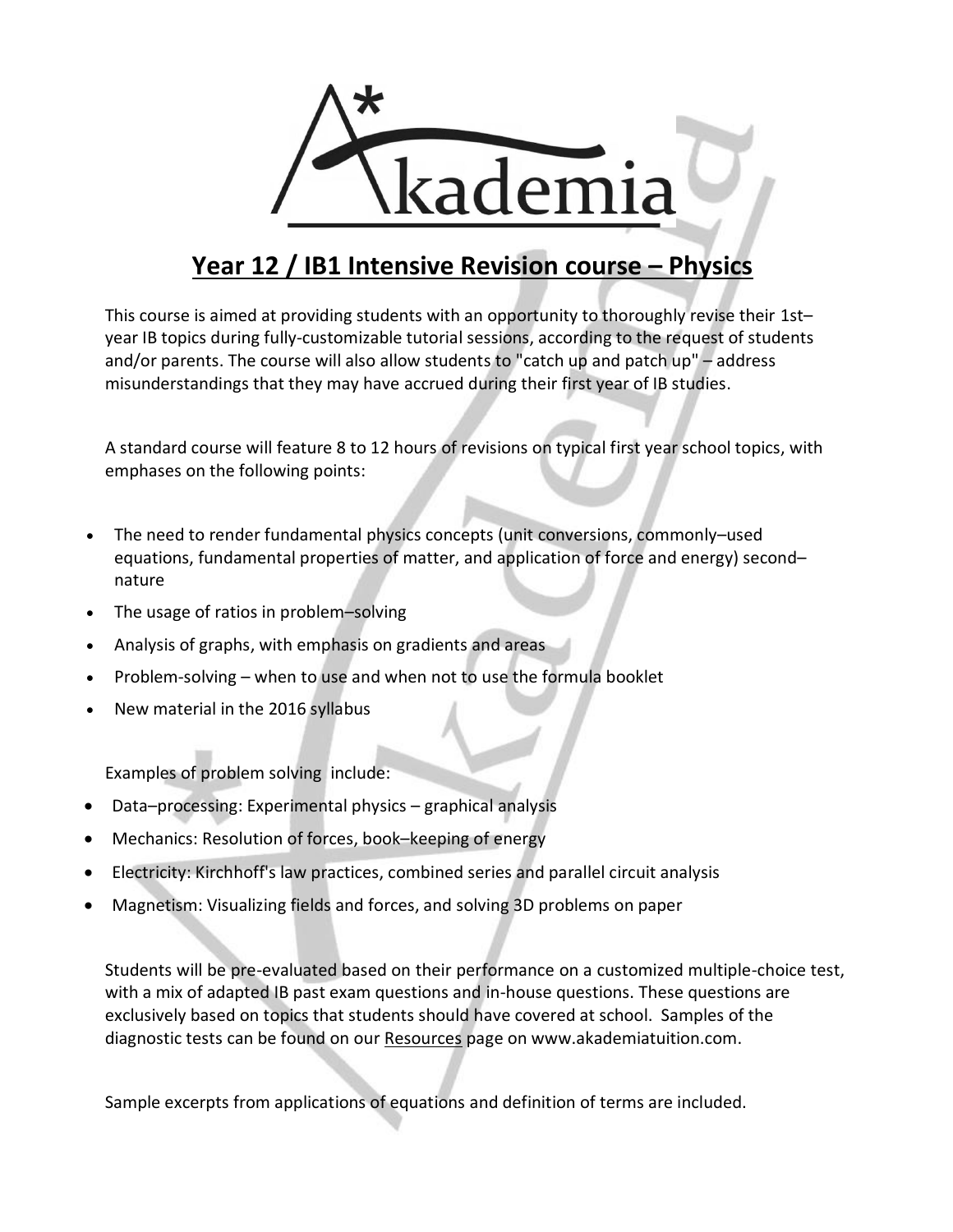# Year 12 / IB1 Intensive Revision course – Physics

This course is aimed at providing students with an opportunity to thoroughly revise their 1st–year IB topics during fully-customizable tutorial sessions, according to the request of students and/or parents. The course will also allow students to "catch up and patch up" – address misunderstandings that they may have accrued during their first year of IB studies.

A standard course will feature 8 to 12 hours of revisions on typical first year school topics, with emphases on the following points:

- The need to render fundamental physics concepts (unit conversions, commonly–used equations, fundamental properties of matter, and application of force and energy) second–nature
- The usage of ratios in problem–solving
- Analysis of graphs, with emphasis on gradients and areas
- Problem-solving – when to use and when not to use the formula booklet
- New material in the 2016 syllabus

Examples of problem solving include:

- Data–processing: Experimental physics – graphical analysis
- Mechanics: Resolution of forces, book–keeping of energy
- Electricity: Kirchhoff's law practices, combined series and parallel circuit analysis
- Magnetism: Visualizing fields and forces, and solving 3D problems on paper

Students will be pre-evaluated based on their performance on a customized multiple-choice test, with a mix of adapted IB past exam questions and in-house questions. These questions are exclusively based on topics that students should have covered at school. Samples of the diagnostic tests can be found on our Resources page on www.akademiatuition.com.

Sample excerpts from applications of equations and definition of terms are included.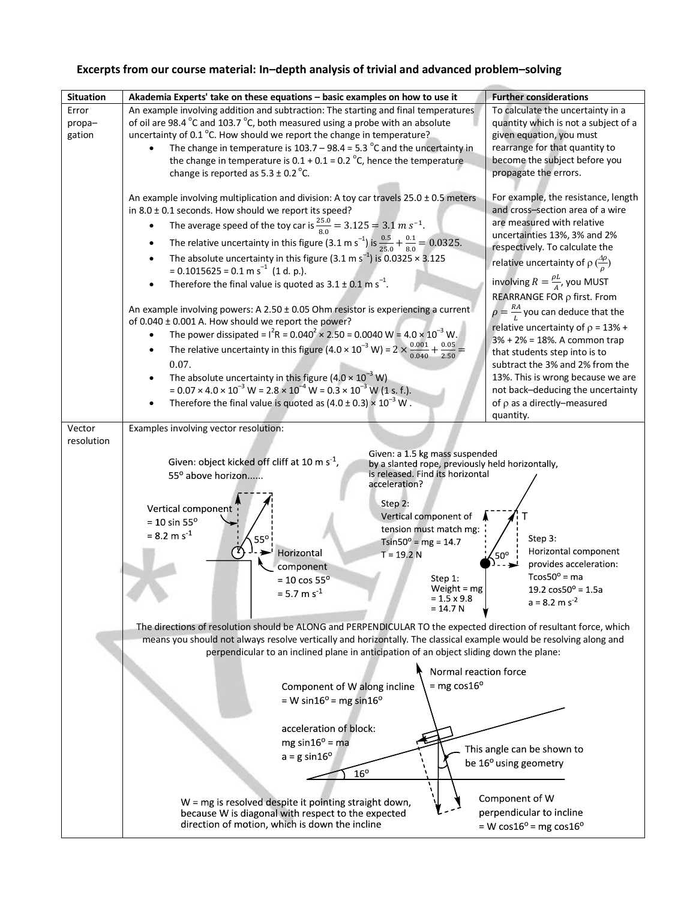**Excerpts from our course material: In–depth analysis of trivial and advanced problem–solving**

| Situation | Akademia Experts' take on these equations – basic examples on how to use it | Further considerations |
|---|---|---|
| Error propa–gation | An example involving addition and subtraction: The starting and final temperatures of oil are 98.4 °C and 103.7 °C, both measured using a probe with an absolute uncertainty of 0.1 °C. How should we report the change in temperature?<br>• The change in temperature is 103.7 – 98.4 = 5.3 °C and the uncertainty in the change in temperature is 0.1 + 0.1 = 0.2 °C, hence the temperature change is reported as 5.3 ± 0.2 °C.<br><br>An example involving multiplication and division: A toy car travels 25.0 ± 0.5 meters in 8.0 ± 0.1 seconds. How should we report its speed?<br>• The average speed of the toy car is $\frac{25.0}{8.0} = 3.125 = 3.1\ m\ s^{-1}$.<br>• The relative uncertainty in this figure (3.1 m $s^{-1}$) is $\frac{0.5}{25.0} + \frac{0.1}{8.0} = 0.0325$.<br>• The absolute uncertainty in this figure (3.1 m $s^{-1}$) is 0.0325 × 3.125 = 0.1015625 = 0.1 m $s^{-1}$ (1 d. p.).<br>• Therefore the final value is quoted as 3.1 ± 0.1 m $s^{-1}$.<br><br>An example involving powers: A 2.50 ± 0.05 Ohm resistor is experiencing a current of 0.040 ± 0.001 A. How should we report the power?<br>• The power dissipated = $I^2R = 0.040^2 \times 2.50 = 0.0040$ W = $4.0 \times 10^{-3}$ W.<br>• The relative uncertainty in this figure ($4.0 \times 10^{-3}$ W) = $2 \times \frac{0.001}{0.040} + \frac{0.05}{2.50} = 0.07$.<br>• The absolute uncertainty in this figure ($4.0 \times 10^{-3}$ W) = $0.07 \times 4.0 \times 10^{-3}$ W = $2.8 \times 10^{-4}$ W = $0.3 \times 10^{-3}$ W (1 s. f.).<br>• Therefore the final value is quoted as $(4.0 \pm 0.3) \times 10^{-3}$ W . | To calculate the uncertainty in a quantity which is not a subject of a given equation, you must rearrange for that quantity to become the subject before you propagate the errors.<br><br>For example, the resistance, length and cross–section area of a wire are measured with relative uncertainties 13%, 3% and 2% respectively. To calculate the relative uncertainty of ρ ($\frac{\Delta\rho}{\rho}$) involving $R = \frac{\rho L}{A}$, you MUST REARRANGE FOR ρ first. From $\rho = \frac{RA}{L}$ you can deduce that the relative uncertainty of ρ = 13% + 3% + 2% = 18%. A common trap that students step into is to subtract the 3% and 2% from the 13%. This is wrong because we are not back–deducing the uncertainty of ρ as a directly–measured quantity. |
| Vector resolution | Examples involving vector resolution:<br><br>Given: object kicked off cliff at 10 m $s^{-1}$, 55° above horizon......<br>Vertical component = 10 sin 55° = 8.2 m $s^{-1}$<br>55°<br>Horizontal component = 10 cos 55° = 5.7 m $s^{-1}$<br><br>Given: a 1.5 kg mass suspended by a slanted rope, previously held horizontally, is released. Find its horizontal acceleration?<br>Step 1: Weight = mg = 1.5 x 9.8 = 14.7 N<br>Step 2: Vertical component of tension must match mg: Tsin50° = mg = 14.7<br>T = 19.2 N<br>T<br>50°<br>Step 3: Horizontal component provides acceleration: Tcos50° = ma<br>19.2 cos50° = 1.5a<br>a = 8.2 m $s^{-2}$<br><br>The directions of resolution should be ALONG and PERPENDICULAR TO the expected direction of resultant force, which means you should not always resolve vertically and horizontally. The classical example would be resolving along and perpendicular to an inclined plane in anticipation of an object sliding down the plane:<br><br>Normal reaction force = mg cos16°<br>Component of W along incline = W sin16° = mg sin16°<br>acceleration of block: mg sin16° = ma<br>a = g sin16°<br>16°<br>This angle can be shown to be 16° using geometry<br>W = mg is resolved despite it pointing straight down, because W is diagonal with respect to the expected direction of motion, which is down the incline<br>Component of W perpendicular to incline = W cos16° = mg cos16° | |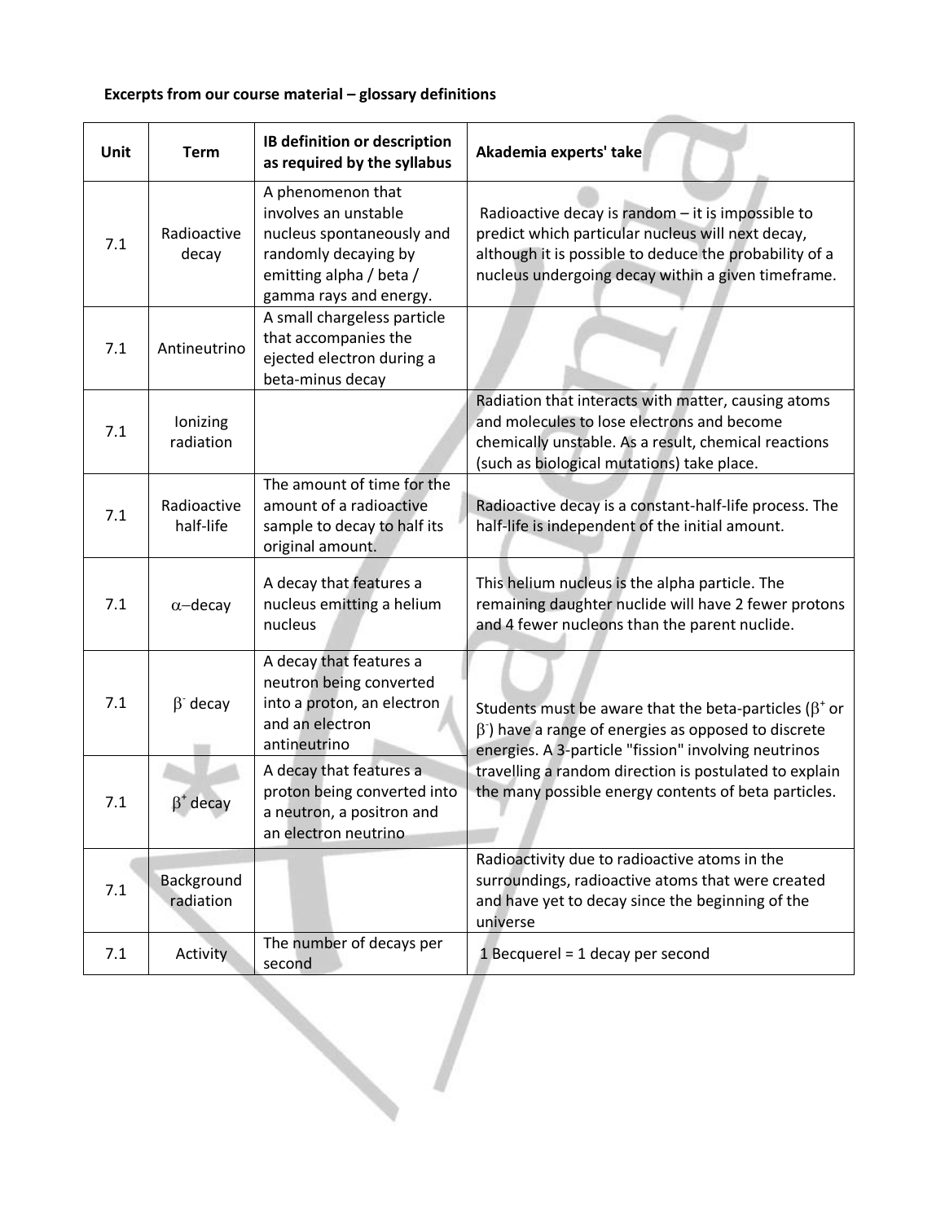**Excerpts from our course material – glossary definitions**

| Unit | Term | IB definition or description as required by the syllabus | Akademia experts' take |
| --- | --- | --- | --- |
| 7.1 | Radioactive decay | A phenomenon that involves an unstable nucleus spontaneously and randomly decaying by emitting alpha / beta / gamma rays and energy. | Radioactive decay is random – it is impossible to predict which particular nucleus will next decay, although it is possible to deduce the probability of a nucleus undergoing decay within a given timeframe. |
| 7.1 | Antineutrino | A small chargeless particle that accompanies the ejected electron during a beta-minus decay | |
| 7.1 | Ionizing radiation | | Radiation that interacts with matter, causing atoms and molecules to lose electrons and become chemically unstable. As a result, chemical reactions (such as biological mutations) take place. |
| 7.1 | Radioactive half-life | The amount of time for the amount of a radioactive sample to decay to half its original amount. | Radioactive decay is a constant-half-life process. The half-life is independent of the initial amount. |
| 7.1 | $\alpha$–decay | A decay that features a nucleus emitting a helium nucleus | This helium nucleus is the alpha particle. The remaining daughter nuclide will have 2 fewer protons and 4 fewer nucleons than the parent nuclide. |
| 7.1 | $\beta^-$ decay | A decay that features a neutron being converted into a proton, an electron and an electron antineutrino | Students must be aware that the beta-particles ($\beta^+$ or $\beta^-$) have a range of energies as opposed to discrete energies. A 3-particle "fission" involving neutrinos travelling a random direction is postulated to explain the many possible energy contents of beta particles. |
| 7.1 | $\beta^+$ decay | A decay that features a proton being converted into a neutron, a positron and an electron neutrino | |
| 7.1 | Background radiation | | Radioactivity due to radioactive atoms in the surroundings, radioactive atoms that were created and have yet to decay since the beginning of the universe |
| 7.1 | Activity | The number of decays per second | 1 Becquerel = 1 decay per second |